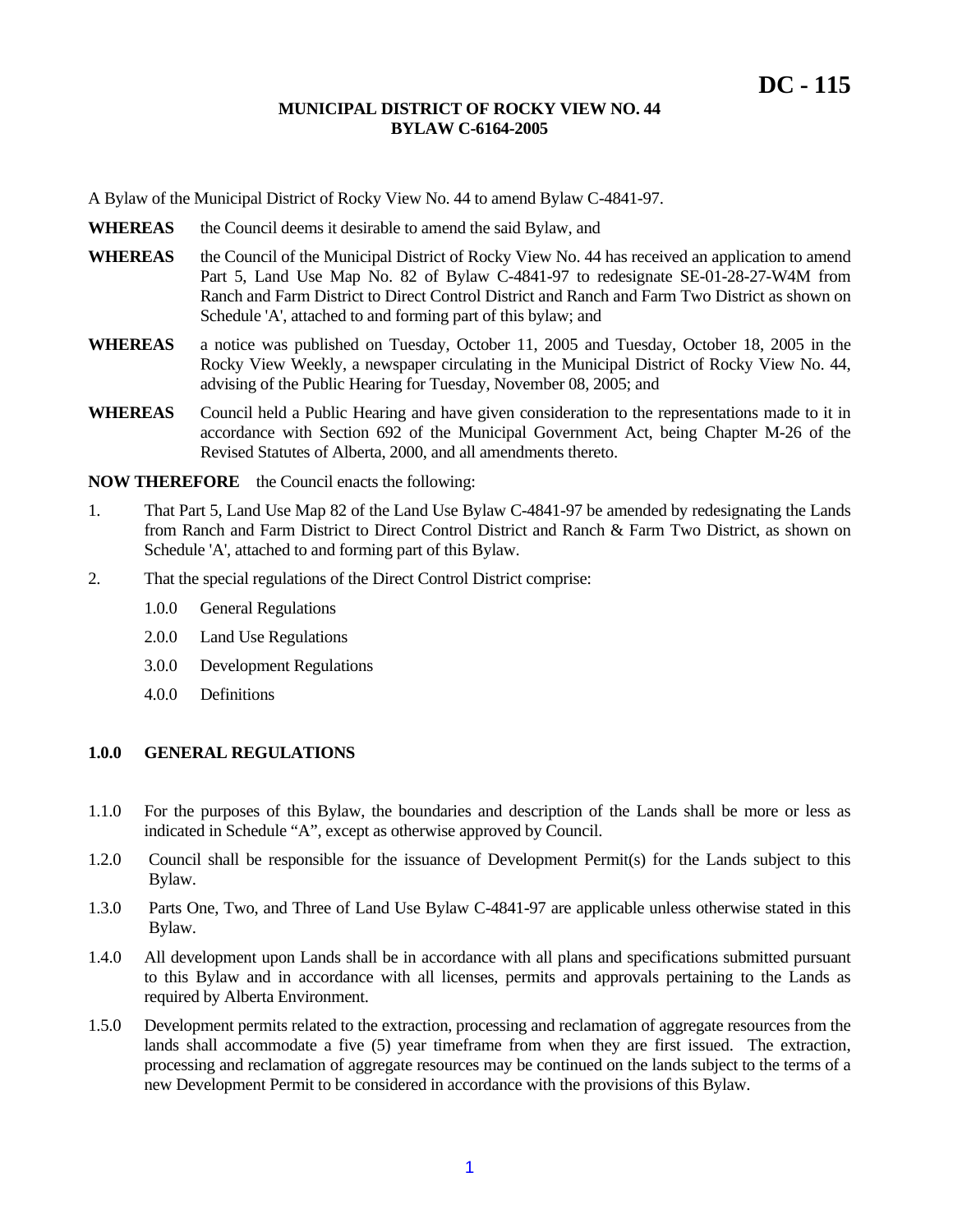**DC - 115**

**MUNICIPAL DISTRICT OF ROCKY VIEW NO. 44**
**BYLAW C-6164-2005**

A Bylaw of the Municipal District of Rocky View No. 44 to amend Bylaw C-4841-97.

**WHEREAS** the Council deems it desirable to amend the said Bylaw, and

**WHEREAS** the Council of the Municipal District of Rocky View No. 44 has received an application to amend Part 5, Land Use Map No. 82 of Bylaw C-4841-97 to redesignate SE-01-28-27-W4M from Ranch and Farm District to Direct Control District and Ranch and Farm Two District as shown on Schedule 'A', attached to and forming part of this bylaw; and

**WHEREAS** a notice was published on Tuesday, October 11, 2005 and Tuesday, October 18, 2005 in the Rocky View Weekly, a newspaper circulating in the Municipal District of Rocky View No. 44, advising of the Public Hearing for Tuesday, November 08, 2005; and

**WHEREAS** Council held a Public Hearing and have given consideration to the representations made to it in accordance with Section 692 of the Municipal Government Act, being Chapter M-26 of the Revised Statutes of Alberta, 2000, and all amendments thereto.

**NOW THEREFORE** the Council enacts the following:

1. That Part 5, Land Use Map 82 of the Land Use Bylaw C-4841-97 be amended by redesignating the Lands from Ranch and Farm District to Direct Control District and Ranch & Farm Two District, as shown on Schedule 'A', attached to and forming part of this Bylaw.

2. That the special regulations of the Direct Control District comprise:

   1.0.0 General Regulations

   2.0.0 Land Use Regulations

   3.0.0 Development Regulations

   4.0.0 Definitions

## 1.0.0 GENERAL REGULATIONS

1.1.0 For the purposes of this Bylaw, the boundaries and description of the Lands shall be more or less as indicated in Schedule "A", except as otherwise approved by Council.

1.2.0 Council shall be responsible for the issuance of Development Permit(s) for the Lands subject to this Bylaw.

1.3.0 Parts One, Two, and Three of Land Use Bylaw C-4841-97 are applicable unless otherwise stated in this Bylaw.

1.4.0 All development upon Lands shall be in accordance with all plans and specifications submitted pursuant to this Bylaw and in accordance with all licenses, permits and approvals pertaining to the Lands as required by Alberta Environment.

1.5.0 Development permits related to the extraction, processing and reclamation of aggregate resources from the lands shall accommodate a five (5) year timeframe from when they are first issued. The extraction, processing and reclamation of aggregate resources may be continued on the lands subject to the terms of a new Development Permit to be considered in accordance with the provisions of this Bylaw.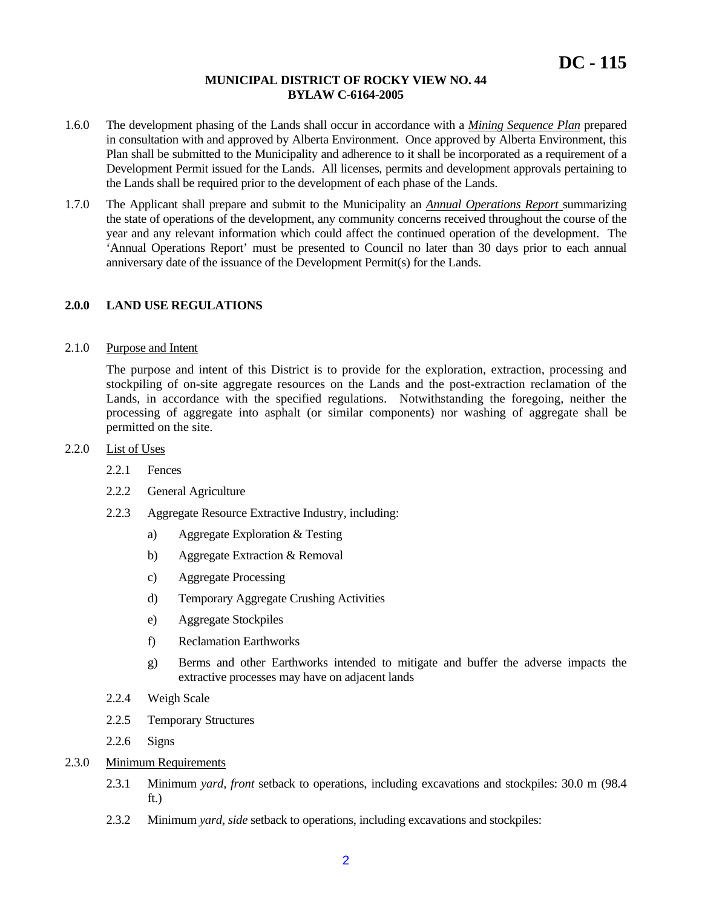1.6.0 The development phasing of the Lands shall occur in accordance with a *Mining Sequence Plan* prepared in consultation with and approved by Alberta Environment. Once approved by Alberta Environment, this Plan shall be submitted to the Municipality and adherence to it shall be incorporated as a requirement of a Development Permit issued for the Lands. All licenses, permits and development approvals pertaining to the Lands shall be required prior to the development of each phase of the Lands.

1.7.0 The Applicant shall prepare and submit to the Municipality an *Annual Operations Report* summarizing the state of operations of the development, any community concerns received throughout the course of the year and any relevant information which could affect the continued operation of the development. The 'Annual Operations Report' must be presented to Council no later than 30 days prior to each annual anniversary date of the issuance of the Development Permit(s) for the Lands.

## 2.0.0 LAND USE REGULATIONS

2.1.0 Purpose and Intent

The purpose and intent of this District is to provide for the exploration, extraction, processing and stockpiling of on-site aggregate resources on the Lands and the post-extraction reclamation of the Lands, in accordance with the specified regulations. Notwithstanding the foregoing, neither the processing of aggregate into asphalt (or similar components) nor washing of aggregate shall be permitted on the site.

2.2.0 List of Uses

- 2.2.1 Fences
- 2.2.2 General Agriculture
- 2.2.3 Aggregate Resource Extractive Industry, including:
  - a) Aggregate Exploration & Testing
  - b) Aggregate Extraction & Removal
  - c) Aggregate Processing
  - d) Temporary Aggregate Crushing Activities
  - e) Aggregate Stockpiles
  - f) Reclamation Earthworks
  - g) Berms and other Earthworks intended to mitigate and buffer the adverse impacts the extractive processes may have on adjacent lands
- 2.2.4 Weigh Scale
- 2.2.5 Temporary Structures
- 2.2.6 Signs

2.3.0 Minimum Requirements

- 2.3.1 Minimum *yard, front* setback to operations, including excavations and stockpiles: 30.0 m (98.4 ft.)
- 2.3.2 Minimum *yard, side* setback to operations, including excavations and stockpiles: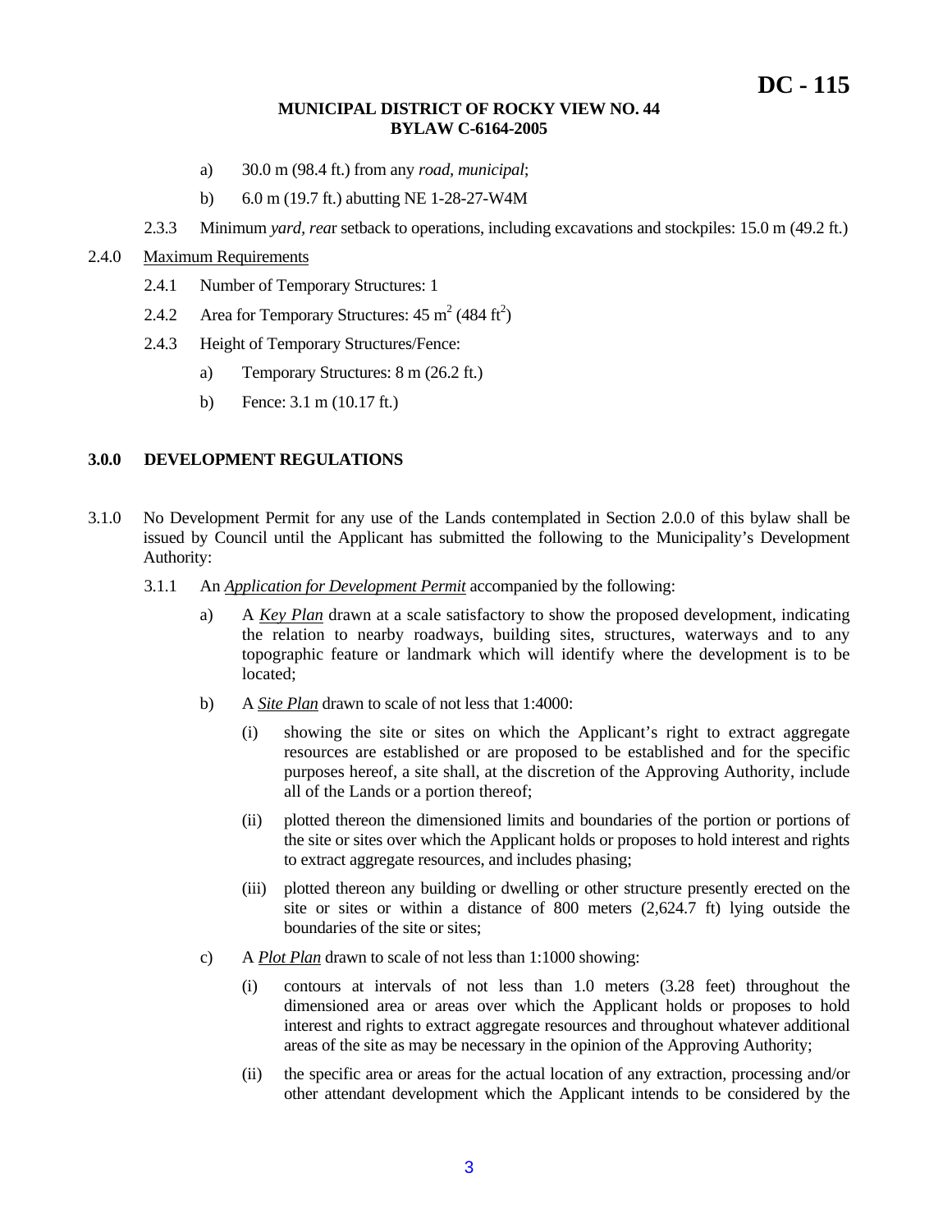a) 30.0 m (98.4 ft.) from any *road, municipal*;

b) 6.0 m (19.7 ft.) abutting NE 1-28-27-W4M

2.3.3 Minimum *yard, rea*r setback to operations, including excavations and stockpiles: 15.0 m (49.2 ft.)

2.4.0 Maximum Requirements

2.4.1 Number of Temporary Structures: 1

2.4.2 Area for Temporary Structures: 45 $m^2$ (484 $ft^2$)

2.4.3 Height of Temporary Structures/Fence:

a) Temporary Structures: 8 m (26.2 ft.)

b) Fence: 3.1 m (10.17 ft.)

## 3.0.0 DEVELOPMENT REGULATIONS

3.1.0 No Development Permit for any use of the Lands contemplated in Section 2.0.0 of this bylaw shall be issued by Council until the Applicant has submitted the following to the Municipality's Development Authority:

3.1.1 An *Application for Development Permit* accompanied by the following:

a) A *Key Plan* drawn at a scale satisfactory to show the proposed development, indicating the relation to nearby roadways, building sites, structures, waterways and to any topographic feature or landmark which will identify where the development is to be located;

b) A *Site Plan* drawn to scale of not less that 1:4000:

(i) showing the site or sites on which the Applicant's right to extract aggregate resources are established or are proposed to be established and for the specific purposes hereof, a site shall, at the discretion of the Approving Authority, include all of the Lands or a portion thereof;

(ii) plotted thereon the dimensioned limits and boundaries of the portion or portions of the site or sites over which the Applicant holds or proposes to hold interest and rights to extract aggregate resources, and includes phasing;

(iii) plotted thereon any building or dwelling or other structure presently erected on the site or sites or within a distance of 800 meters (2,624.7 ft) lying outside the boundaries of the site or sites;

c) A *Plot Plan* drawn to scale of not less than 1:1000 showing:

(i) contours at intervals of not less than 1.0 meters (3.28 feet) throughout the dimensioned area or areas over which the Applicant holds or proposes to hold interest and rights to extract aggregate resources and throughout whatever additional areas of the site as may be necessary in the opinion of the Approving Authority;

(ii) the specific area or areas for the actual location of any extraction, processing and/or other attendant development which the Applicant intends to be considered by the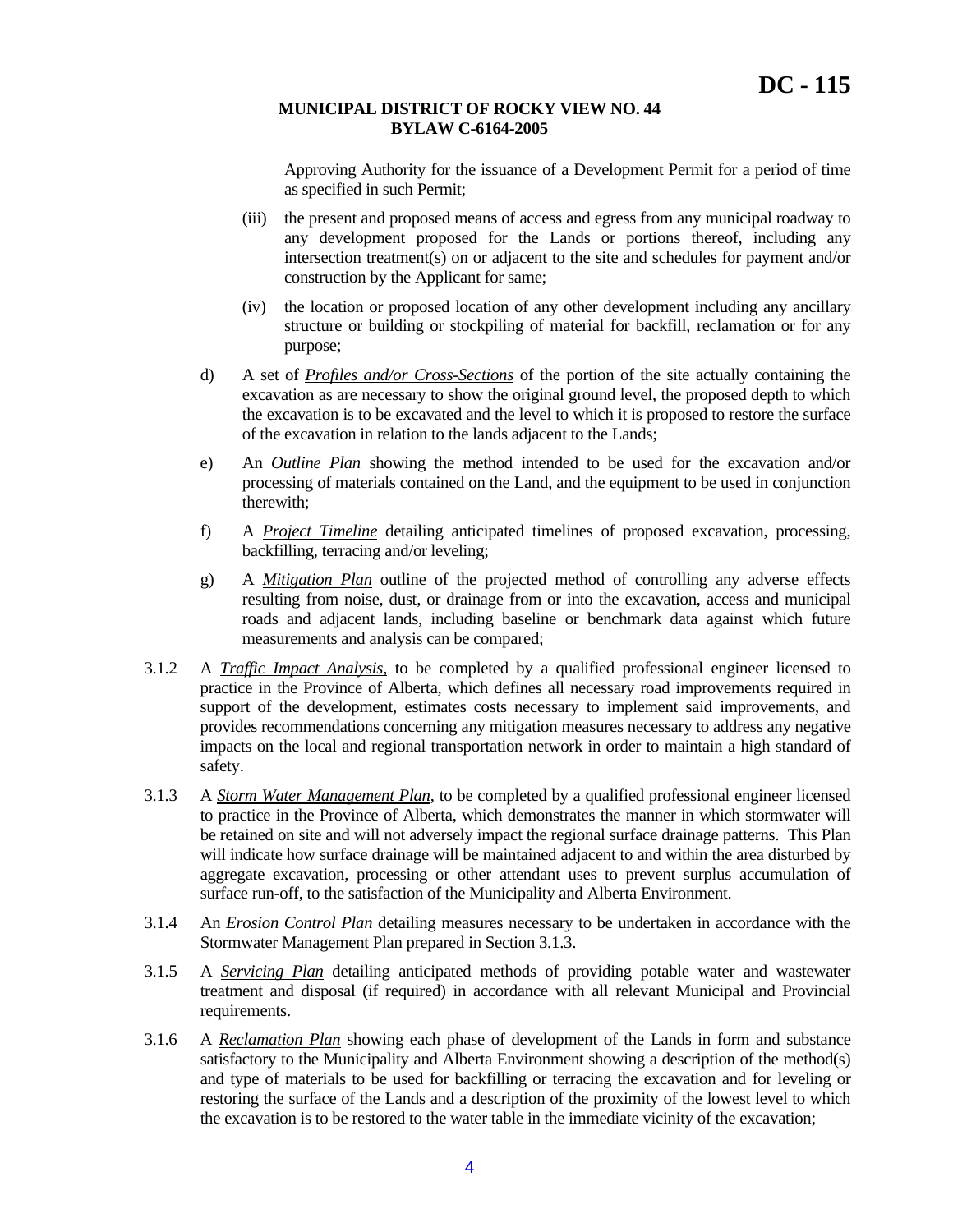Approving Authority for the issuance of a Development Permit for a period of time as specified in such Permit;

(iii) the present and proposed means of access and egress from any municipal roadway to any development proposed for the Lands or portions thereof, including any intersection treatment(s) on or adjacent to the site and schedules for payment and/or construction by the Applicant for same;

(iv) the location or proposed location of any other development including any ancillary structure or building or stockpiling of material for backfill, reclamation or for any purpose;

d) A set of *Profiles and/or Cross-Sections* of the portion of the site actually containing the excavation as are necessary to show the original ground level, the proposed depth to which the excavation is to be excavated and the level to which it is proposed to restore the surface of the excavation in relation to the lands adjacent to the Lands;

e) An *Outline Plan* showing the method intended to be used for the excavation and/or processing of materials contained on the Land, and the equipment to be used in conjunction therewith;

f) A *Project Timeline* detailing anticipated timelines of proposed excavation, processing, backfilling, terracing and/or leveling;

g) A *Mitigation Plan* outline of the projected method of controlling any adverse effects resulting from noise, dust, or drainage from or into the excavation, access and municipal roads and adjacent lands, including baseline or benchmark data against which future measurements and analysis can be compared;

3.1.2 A *Traffic Impact Analysis*, to be completed by a qualified professional engineer licensed to practice in the Province of Alberta, which defines all necessary road improvements required in support of the development, estimates costs necessary to implement said improvements, and provides recommendations concerning any mitigation measures necessary to address any negative impacts on the local and regional transportation network in order to maintain a high standard of safety.

3.1.3 A *Storm Water Management Plan*, to be completed by a qualified professional engineer licensed to practice in the Province of Alberta, which demonstrates the manner in which stormwater will be retained on site and will not adversely impact the regional surface drainage patterns. This Plan will indicate how surface drainage will be maintained adjacent to and within the area disturbed by aggregate excavation, processing or other attendant uses to prevent surplus accumulation of surface run-off, to the satisfaction of the Municipality and Alberta Environment.

3.1.4 An *Erosion Control Plan* detailing measures necessary to be undertaken in accordance with the Stormwater Management Plan prepared in Section 3.1.3.

3.1.5 A *Servicing Plan* detailing anticipated methods of providing potable water and wastewater treatment and disposal (if required) in accordance with all relevant Municipal and Provincial requirements.

3.1.6 A *Reclamation Plan* showing each phase of development of the Lands in form and substance satisfactory to the Municipality and Alberta Environment showing a description of the method(s) and type of materials to be used for backfilling or terracing the excavation and for leveling or restoring the surface of the Lands and a description of the proximity of the lowest level to which the excavation is to be restored to the water table in the immediate vicinity of the excavation;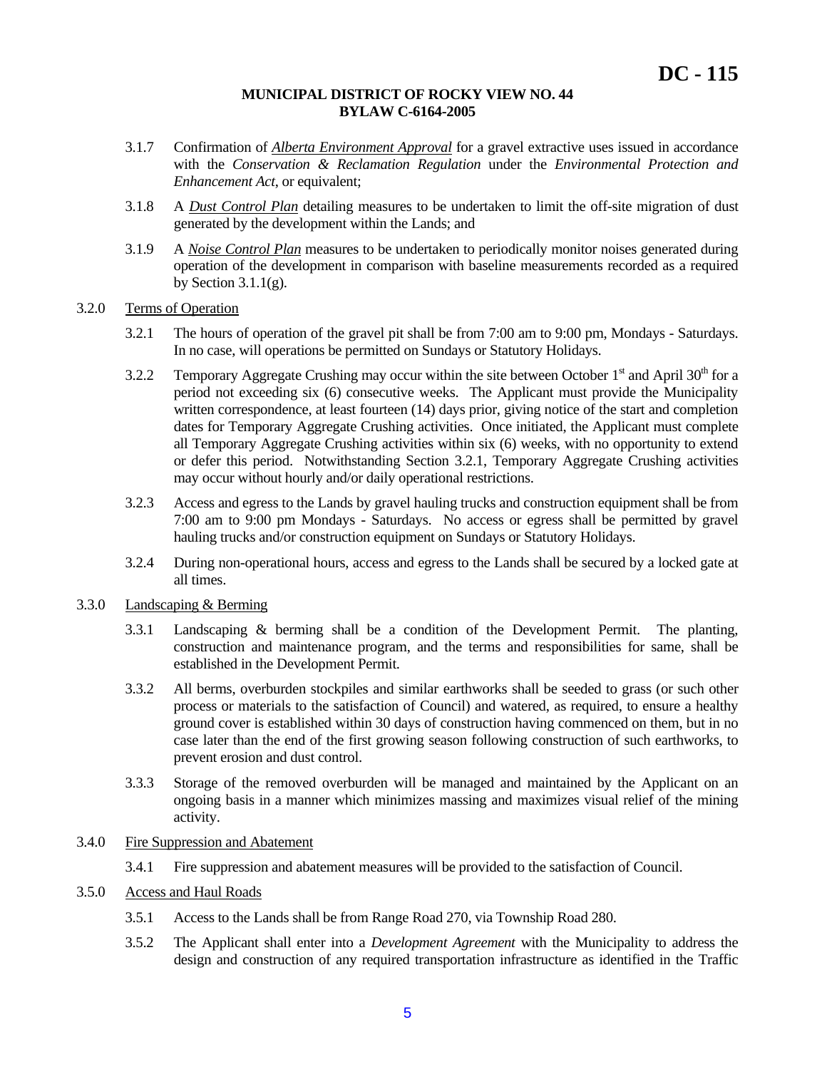3.1.7 Confirmation of *Alberta Environment Approval* for a gravel extractive uses issued in accordance with the *Conservation & Reclamation Regulation* under the *Environmental Protection and Enhancement Act*, or equivalent;

3.1.8 A *Dust Control Plan* detailing measures to be undertaken to limit the off-site migration of dust generated by the development within the Lands; and

3.1.9 A *Noise Control Plan* measures to be undertaken to periodically monitor noises generated during operation of the development in comparison with baseline measurements recorded as a required by Section 3.1.1(g).

3.2.0 Terms of Operation

3.2.1 The hours of operation of the gravel pit shall be from 7:00 am to 9:00 pm, Mondays - Saturdays. In no case, will operations be permitted on Sundays or Statutory Holidays.

3.2.2 Temporary Aggregate Crushing may occur within the site between October 1st and April 30th for a period not exceeding six (6) consecutive weeks. The Applicant must provide the Municipality written correspondence, at least fourteen (14) days prior, giving notice of the start and completion dates for Temporary Aggregate Crushing activities. Once initiated, the Applicant must complete all Temporary Aggregate Crushing activities within six (6) weeks, with no opportunity to extend or defer this period. Notwithstanding Section 3.2.1, Temporary Aggregate Crushing activities may occur without hourly and/or daily operational restrictions.

3.2.3 Access and egress to the Lands by gravel hauling trucks and construction equipment shall be from 7:00 am to 9:00 pm Mondays - Saturdays. No access or egress shall be permitted by gravel hauling trucks and/or construction equipment on Sundays or Statutory Holidays.

3.2.4 During non-operational hours, access and egress to the Lands shall be secured by a locked gate at all times.

3.3.0 Landscaping & Berming

3.3.1 Landscaping & berming shall be a condition of the Development Permit. The planting, construction and maintenance program, and the terms and responsibilities for same, shall be established in the Development Permit.

3.3.2 All berms, overburden stockpiles and similar earthworks shall be seeded to grass (or such other process or materials to the satisfaction of Council) and watered, as required, to ensure a healthy ground cover is established within 30 days of construction having commenced on them, but in no case later than the end of the first growing season following construction of such earthworks, to prevent erosion and dust control.

3.3.3 Storage of the removed overburden will be managed and maintained by the Applicant on an ongoing basis in a manner which minimizes massing and maximizes visual relief of the mining activity.

3.4.0 Fire Suppression and Abatement

3.4.1 Fire suppression and abatement measures will be provided to the satisfaction of Council.

3.5.0 Access and Haul Roads

3.5.1 Access to the Lands shall be from Range Road 270, via Township Road 280.

3.5.2 The Applicant shall enter into a *Development Agreement* with the Municipality to address the design and construction of any required transportation infrastructure as identified in the Traffic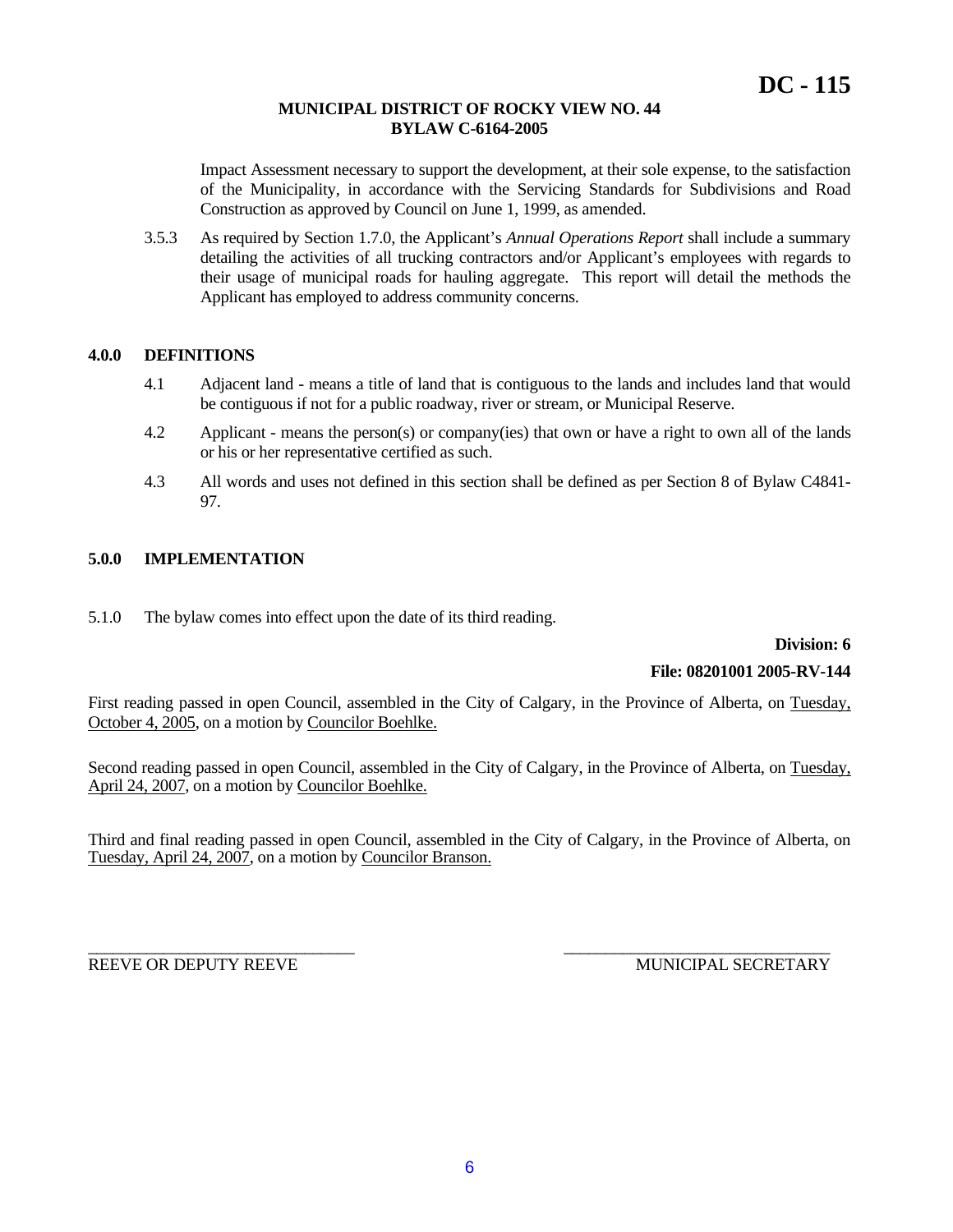Impact Assessment necessary to support the development, at their sole expense, to the satisfaction of the Municipality, in accordance with the Servicing Standards for Subdivisions and Road Construction as approved by Council on June 1, 1999, as amended.

3.5.3 As required by Section 1.7.0, the Applicant's *Annual Operations Report* shall include a summary detailing the activities of all trucking contractors and/or Applicant's employees with regards to their usage of municipal roads for hauling aggregate. This report will detail the methods the Applicant has employed to address community concerns.

## 4.0.0 DEFINITIONS

4.1 Adjacent land - means a title of land that is contiguous to the lands and includes land that would be contiguous if not for a public roadway, river or stream, or Municipal Reserve.

4.2 Applicant - means the person(s) or company(ies) that own or have a right to own all of the lands or his or her representative certified as such.

4.3 All words and uses not defined in this section shall be defined as per Section 8 of Bylaw C4841-97.

## 5.0.0 IMPLEMENTATION

5.1.0 The bylaw comes into effect upon the date of its third reading.

**Division: 6**

**File: 08201001 2005-RV-144**

First reading passed in open Council, assembled in the City of Calgary, in the Province of Alberta, on Tuesday, October 4, 2005, on a motion by Councilor Boehlke.

Second reading passed in open Council, assembled in the City of Calgary, in the Province of Alberta, on Tuesday, April 24, 2007, on a motion by Councilor Boehlke.

Third and final reading passed in open Council, assembled in the City of Calgary, in the Province of Alberta, on Tuesday, April 24, 2007, on a motion by Councilor Branson.

_______________________________ _______________________________

REEVE OR DEPUTY REEVE MUNICIPAL SECRETARY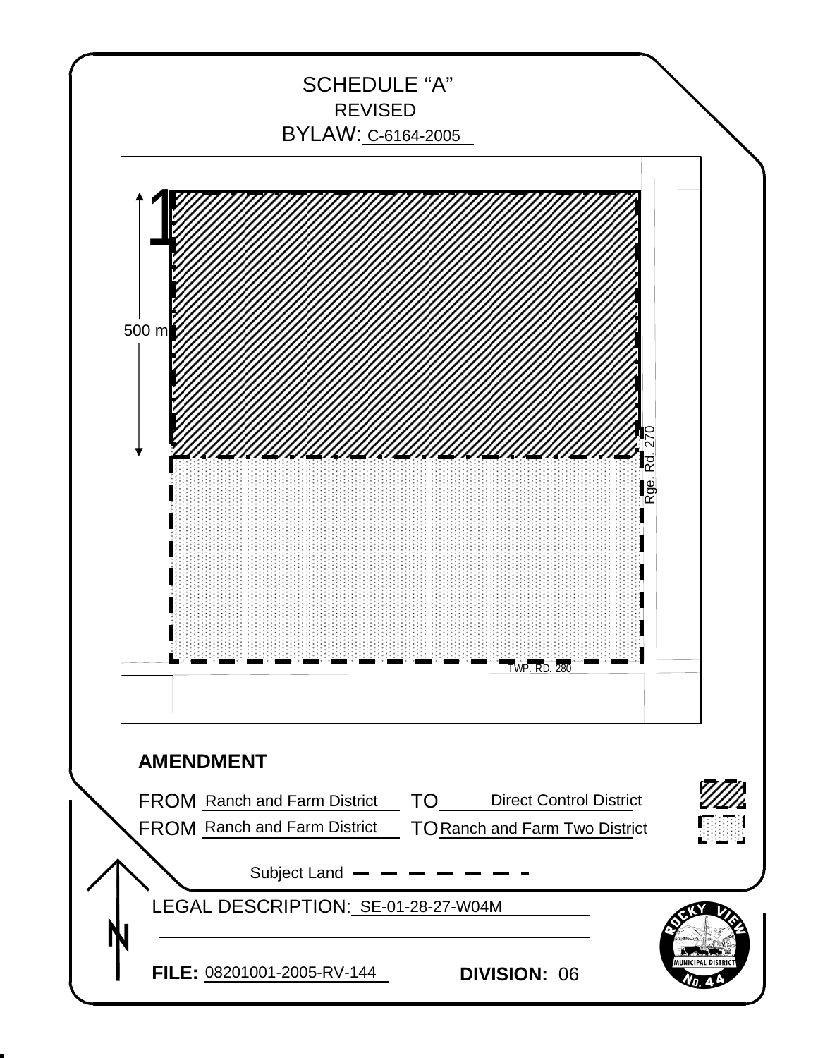# SCHEDULE "A"

REVISED

BYLAW: C-6164-2005

1

500 m

Rge. Rd. 270

TWP. RD. 280

**AMENDMENT**

FROM Ranch and Farm District TO Direct Control District

FROM Ranch and Farm District TO Ranch and Farm Two District

Subject Land

LEGAL DESCRIPTION: SE-01-28-27-W04M

**FILE:** 08201001-2005-RV-144 **DIVISION:** 06

N

ROCKY VIEW MUNICIPAL DISTRICT No. 44